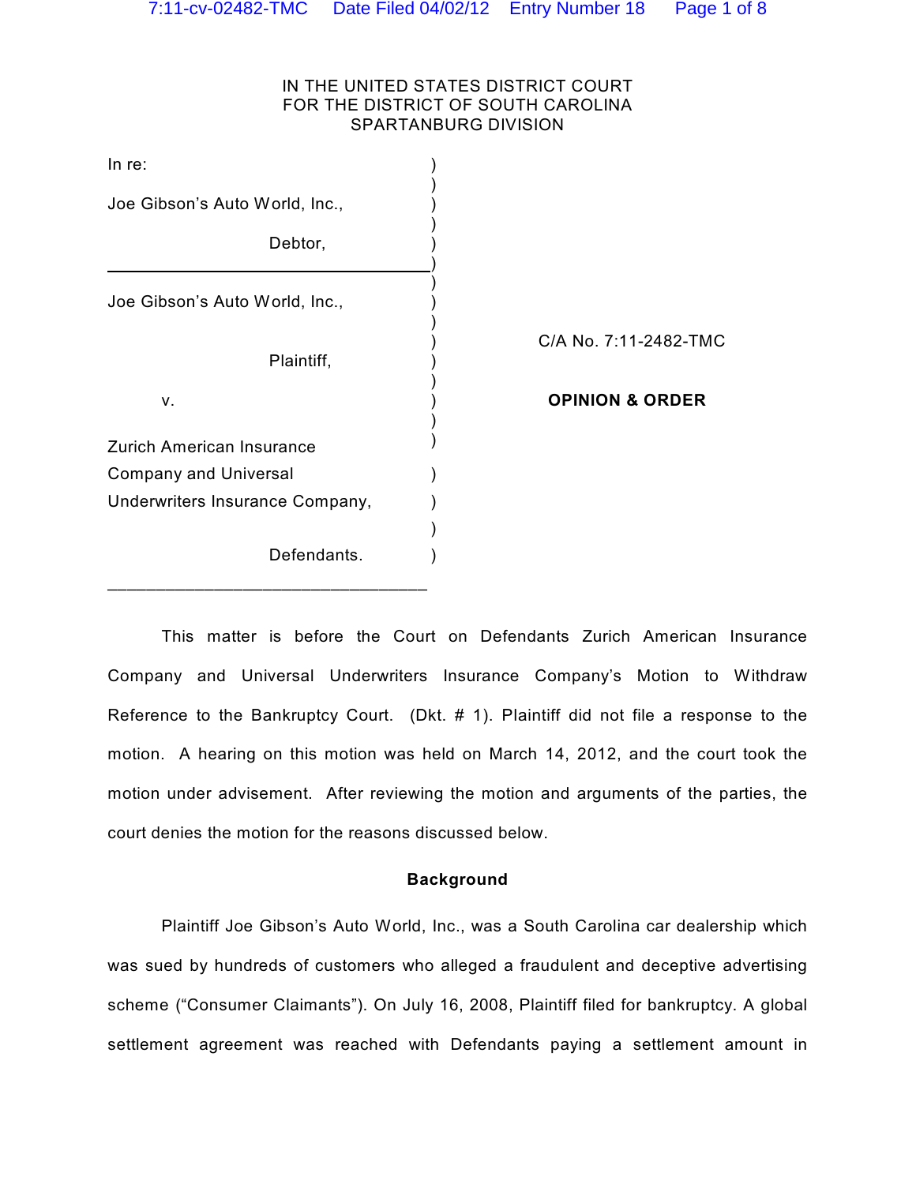IN THE UNITED STATES DISTRICT COURT
FOR THE DISTRICT OF SOUTH CAROLINA
SPARTANBURG DIVISION

In re:

Joe Gibson's Auto World, Inc.,

Debtor,

---

Joe Gibson's Auto World, Inc.,

Plaintiff,

v.

Zurich American Insurance Company and Universal Underwriters Insurance Company,

Defendants.

---

C/A No. 7:11-2482-TMC

**OPINION & ORDER**

This matter is before the Court on Defendants Zurich American Insurance Company and Universal Underwriters Insurance Company's Motion to Withdraw Reference to the Bankruptcy Court. (Dkt. # 1). Plaintiff did not file a response to the motion. A hearing on this motion was held on March 14, 2012, and the court took the motion under advisement. After reviewing the motion and arguments of the parties, the court denies the motion for the reasons discussed below.

**Background**

Plaintiff Joe Gibson's Auto World, Inc., was a South Carolina car dealership which was sued by hundreds of customers who alleged a fraudulent and deceptive advertising scheme ("Consumer Claimants"). On July 16, 2008, Plaintiff filed for bankruptcy. A global settlement agreement was reached with Defendants paying a settlement amount in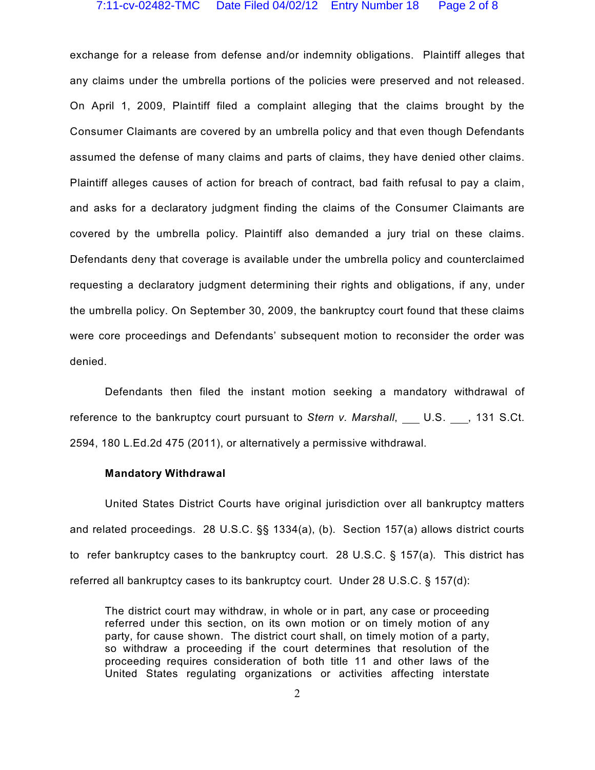exchange for a release from defense and/or indemnity obligations. Plaintiff alleges that any claims under the umbrella portions of the policies were preserved and not released. On April 1, 2009, Plaintiff filed a complaint alleging that the claims brought by the Consumer Claimants are covered by an umbrella policy and that even though Defendants assumed the defense of many claims and parts of claims, they have denied other claims. Plaintiff alleges causes of action for breach of contract, bad faith refusal to pay a claim, and asks for a declaratory judgment finding the claims of the Consumer Claimants are covered by the umbrella policy. Plaintiff also demanded a jury trial on these claims. Defendants deny that coverage is available under the umbrella policy and counterclaimed requesting a declaratory judgment determining their rights and obligations, if any, under the umbrella policy. On September 30, 2009, the bankruptcy court found that these claims were core proceedings and Defendants' subsequent motion to reconsider the order was denied.

Defendants then filed the instant motion seeking a mandatory withdrawal of reference to the bankruptcy court pursuant to *Stern v. Marshall*, ___ U.S. ___, 131 S.Ct. 2594, 180 L.Ed.2d 475 (2011), or alternatively a permissive withdrawal.

**Mandatory Withdrawal**

United States District Courts have original jurisdiction over all bankruptcy matters and related proceedings. 28 U.S.C. §§ 1334(a), (b). Section 157(a) allows district courts to refer bankruptcy cases to the bankruptcy court. 28 U.S.C. § 157(a). This district has referred all bankruptcy cases to its bankruptcy court. Under 28 U.S.C. § 157(d):

> The district court may withdraw, in whole or in part, any case or proceeding referred under this section, on its own motion or on timely motion of any party, for cause shown. The district court shall, on timely motion of a party, so withdraw a proceeding if the court determines that resolution of the proceeding requires consideration of both title 11 and other laws of the United States regulating organizations or activities affecting interstate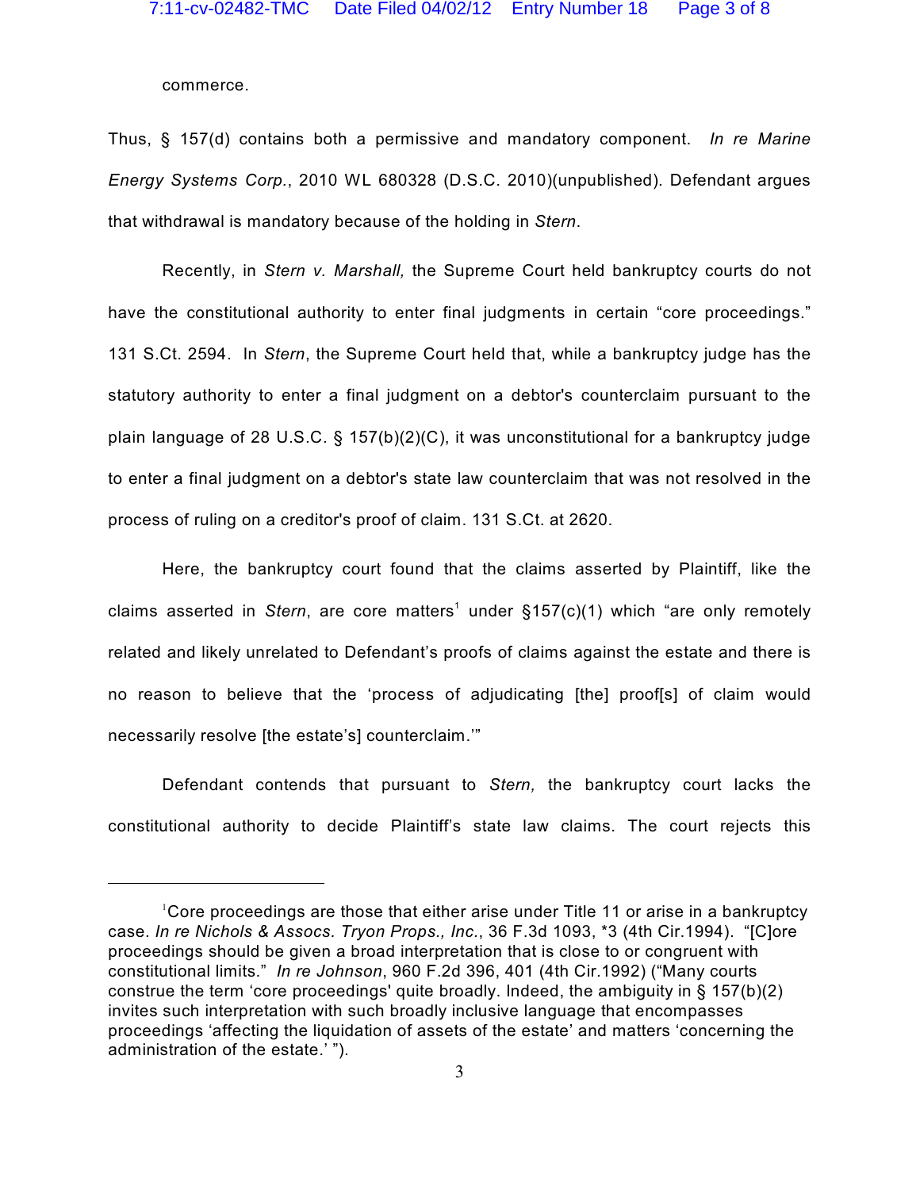commerce.

Thus, § 157(d) contains both a permissive and mandatory component. *In re Marine Energy Systems Corp.*, 2010 WL 680328 (D.S.C. 2010)(unpublished). Defendant argues that withdrawal is mandatory because of the holding in *Stern*.

Recently, in *Stern v. Marshall,* the Supreme Court held bankruptcy courts do not have the constitutional authority to enter final judgments in certain "core proceedings." 131 S.Ct. 2594. In *Stern*, the Supreme Court held that, while a bankruptcy judge has the statutory authority to enter a final judgment on a debtor's counterclaim pursuant to the plain language of 28 U.S.C. § 157(b)(2)(C), it was unconstitutional for a bankruptcy judge to enter a final judgment on a debtor's state law counterclaim that was not resolved in the process of ruling on a creditor's proof of claim. 131 S.Ct. at 2620.

Here, the bankruptcy court found that the claims asserted by Plaintiff, like the claims asserted in *Stern*, are core matters[1] under §157(c)(1) which "are only remotely related and likely unrelated to Defendant's proofs of claims against the estate and there is no reason to believe that the 'process of adjudicating [the] proof[s] of claim would necessarily resolve [the estate's] counterclaim.'"

Defendant contends that pursuant to *Stern,* the bankruptcy court lacks the constitutional authority to decide Plaintiff's state law claims. The court rejects this

---

[1] Core proceedings are those that either arise under Title 11 or arise in a bankruptcy case. *In re Nichols & Assocs. Tryon Props., Inc.*, 36 F.3d 1093, *3 (4th Cir.1994). "[C]ore proceedings should be given a broad interpretation that is close to or congruent with constitutional limits." *In re Johnson*, 960 F.2d 396, 401 (4th Cir.1992) ("Many courts construe the term 'core proceedings' quite broadly. Indeed, the ambiguity in § 157(b)(2) invites such interpretation with such broadly inclusive language that encompasses proceedings 'affecting the liquidation of assets of the estate' and matters 'concerning the administration of the estate.' ").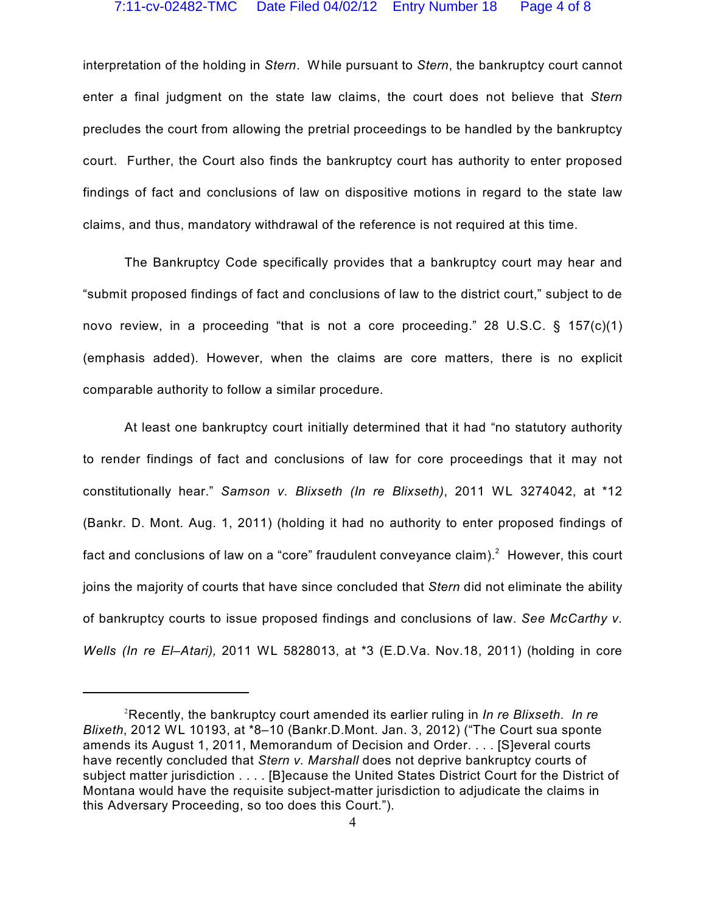interpretation of the holding in *Stern*. While pursuant to *Stern*, the bankruptcy court cannot enter a final judgment on the state law claims, the court does not believe that *Stern* precludes the court from allowing the pretrial proceedings to be handled by the bankruptcy court. Further, the Court also finds the bankruptcy court has authority to enter proposed findings of fact and conclusions of law on dispositive motions in regard to the state law claims, and thus, mandatory withdrawal of the reference is not required at this time.

The Bankruptcy Code specifically provides that a bankruptcy court may hear and "submit proposed findings of fact and conclusions of law to the district court," subject to de novo review, in a proceeding "that is not a core proceeding." 28 U.S.C. § 157(c)(1) (emphasis added). However, when the claims are core matters, there is no explicit comparable authority to follow a similar procedure.

At least one bankruptcy court initially determined that it had "no statutory authority to render findings of fact and conclusions of law for core proceedings that it may not constitutionally hear." *Samson v. Blixseth (In re Blixseth)*, 2011 WL 3274042, at *12 (Bankr. D. Mont. Aug. 1, 2011) (holding it had no authority to enter proposed findings of fact and conclusions of law on a "core" fraudulent conveyance claim).[2] However, this court joins the majority of courts that have since concluded that *Stern* did not eliminate the ability of bankruptcy courts to issue proposed findings and conclusions of law. *See McCarthy v. Wells (In re El–Atari),* 2011 WL 5828013, at *3 (E.D.Va. Nov.18, 2011) (holding in core

---

[2]Recently, the bankruptcy court amended its earlier ruling in *In re Blixseth*. *In re Blixeth*, 2012 WL 10193, at *8–10 (Bankr.D.Mont. Jan. 3, 2012) ("The Court sua sponte amends its August 1, 2011, Memorandum of Decision and Order. . . . [S]everal courts have recently concluded that *Stern v. Marshall* does not deprive bankruptcy courts of subject matter jurisdiction . . . . [B]ecause the United States District Court for the District of Montana would have the requisite subject-matter jurisdiction to adjudicate the claims in this Adversary Proceeding, so too does this Court.").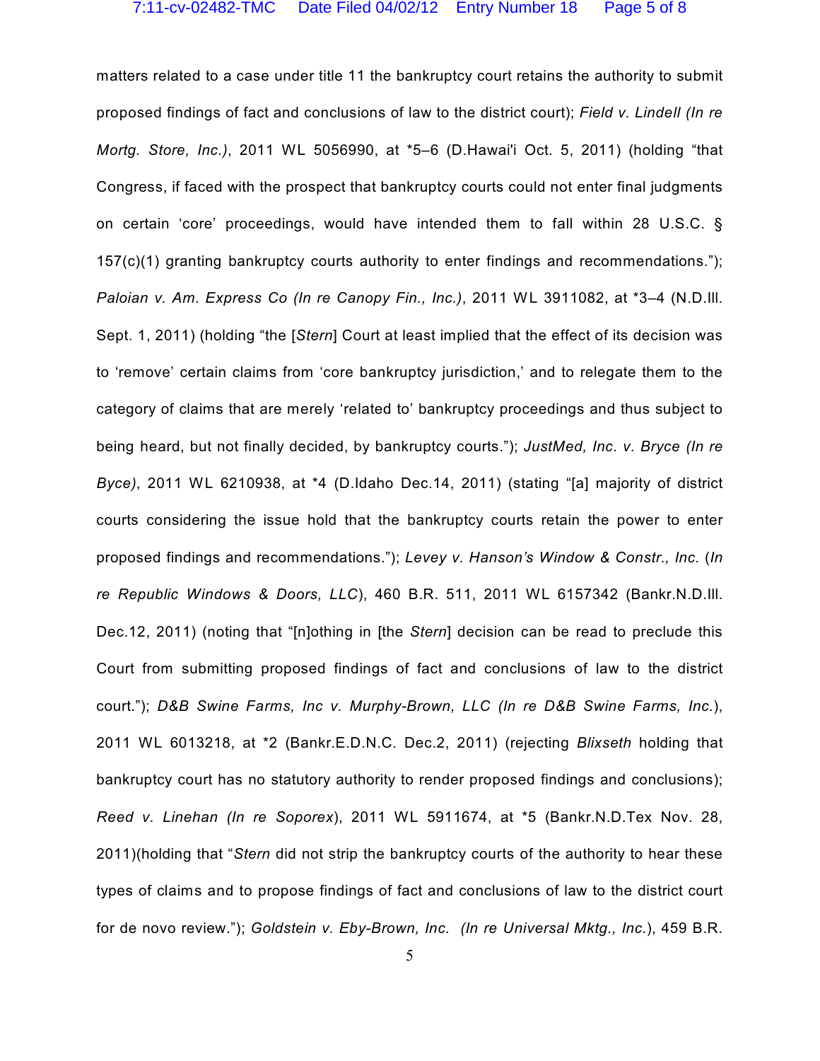matters related to a case under title 11 the bankruptcy court retains the authority to submit proposed findings of fact and conclusions of law to the district court); *Field v. Lindell (In re Mortg. Store, Inc.)*, 2011 WL 5056990, at *5–6 (D.Hawai'i Oct. 5, 2011) (holding "that Congress, if faced with the prospect that bankruptcy courts could not enter final judgments on certain 'core' proceedings, would have intended them to fall within 28 U.S.C. § 157(c)(1) granting bankruptcy courts authority to enter findings and recommendations."); *Paloian v. Am. Express Co (In re Canopy Fin., Inc.)*, 2011 WL 3911082, at *3–4 (N.D.Ill. Sept. 1, 2011) (holding "the [*Stern*] Court at least implied that the effect of its decision was to 'remove' certain claims from 'core bankruptcy jurisdiction,' and to relegate them to the category of claims that are merely 'related to' bankruptcy proceedings and thus subject to being heard, but not finally decided, by bankruptcy courts."); *JustMed, Inc. v. Bryce (In re Byce)*, 2011 WL 6210938, at *4 (D.Idaho Dec.14, 2011) (stating "[a] majority of district courts considering the issue hold that the bankruptcy courts retain the power to enter proposed findings and recommendations."); *Levey v. Hanson's Window & Constr., Inc.* (*In re Republic Windows & Doors, LLC*), 460 B.R. 511, 2011 WL 6157342 (Bankr.N.D.Ill. Dec.12, 2011) (noting that "[n]othing in [the *Stern*] decision can be read to preclude this Court from submitting proposed findings of fact and conclusions of law to the district court."); *D&B Swine Farms, Inc v. Murphy-Brown, LLC (In re D&B Swine Farms, Inc.*), 2011 WL 6013218, at *2 (Bankr.E.D.N.C. Dec.2, 2011) (rejecting *Blixseth* holding that bankruptcy court has no statutory authority to render proposed findings and conclusions); *Reed v. Linehan (In re Soporex*), 2011 WL 5911674, at *5 (Bankr.N.D.Tex Nov. 28, 2011)(holding that "*Stern* did not strip the bankruptcy courts of the authority to hear these types of claims and to propose findings of fact and conclusions of law to the district court for de novo review."); *Goldstein v. Eby-Brown, Inc. (In re Universal Mktg., Inc.*), 459 B.R.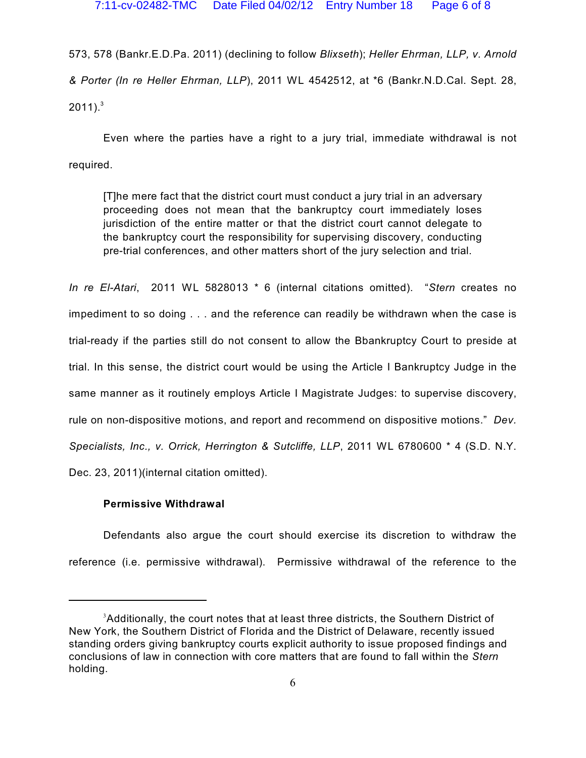573, 578 (Bankr.E.D.Pa. 2011) (declining to follow *Blixseth*); *Heller Ehrman, LLP, v. Arnold & Porter (In re Heller Ehrman, LLP*), 2011 WL 4542512, at *6 (Bankr.N.D.Cal. Sept. 28, 2011).[3]

Even where the parties have a right to a jury trial, immediate withdrawal is not required.

> [T]he mere fact that the district court must conduct a jury trial in an adversary proceeding does not mean that the bankruptcy court immediately loses jurisdiction of the entire matter or that the district court cannot delegate to the bankruptcy court the responsibility for supervising discovery, conducting pre-trial conferences, and other matters short of the jury selection and trial.

*In re El-Atari*, 2011 WL 5828013 * 6 (internal citations omitted). "*Stern* creates no impediment to so doing . . . and the reference can readily be withdrawn when the case is trial-ready if the parties still do not consent to allow the Bbankruptcy Court to preside at trial. In this sense, the district court would be using the Article I Bankruptcy Judge in the same manner as it routinely employs Article I Magistrate Judges: to supervise discovery, rule on non-dispositive motions, and report and recommend on dispositive motions." *Dev. Specialists, Inc., v. Orrick, Herrington & Sutcliffe, LLP*, 2011 WL 6780600 * 4 (S.D. N.Y. Dec. 23, 2011)(internal citation omitted).

**Permissive Withdrawal**

Defendants also argue the court should exercise its discretion to withdraw the reference (i.e. permissive withdrawal). Permissive withdrawal of the reference to the

---

[3]Additionally, the court notes that at least three districts, the Southern District of New York, the Southern District of Florida and the District of Delaware, recently issued standing orders giving bankruptcy courts explicit authority to issue proposed findings and conclusions of law in connection with core matters that are found to fall within the *Stern* holding.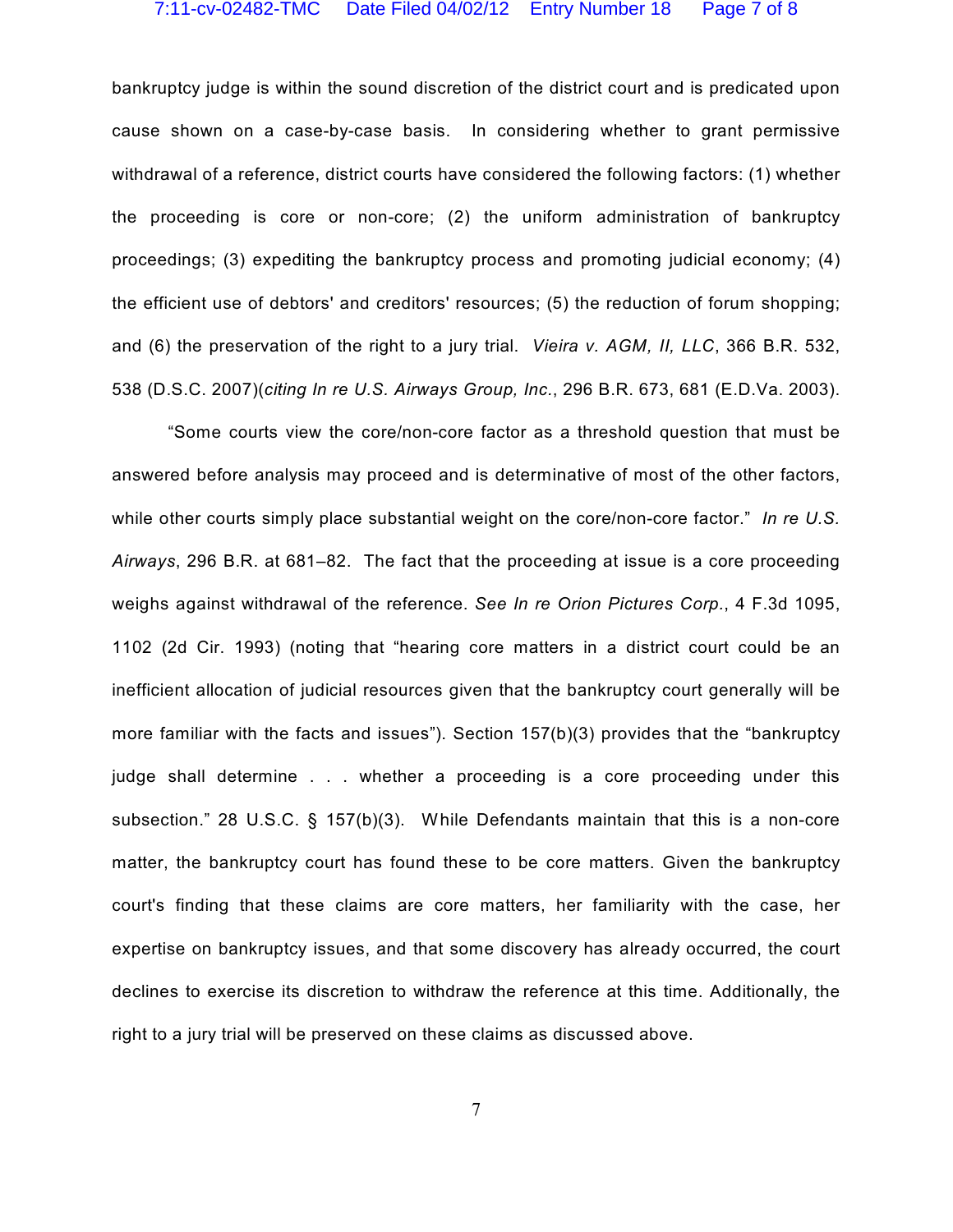bankruptcy judge is within the sound discretion of the district court and is predicated upon cause shown on a case-by-case basis. In considering whether to grant permissive withdrawal of a reference, district courts have considered the following factors: (1) whether the proceeding is core or non-core; (2) the uniform administration of bankruptcy proceedings; (3) expediting the bankruptcy process and promoting judicial economy; (4) the efficient use of debtors' and creditors' resources; (5) the reduction of forum shopping; and (6) the preservation of the right to a jury trial. *Vieira v. AGM, II, LLC*, 366 B.R. 532, 538 (D.S.C. 2007)(*citing In re U.S. Airways Group, Inc.*, 296 B.R. 673, 681 (E.D.Va. 2003).

"Some courts view the core/non-core factor as a threshold question that must be answered before analysis may proceed and is determinative of most of the other factors, while other courts simply place substantial weight on the core/non-core factor." *In re U.S. Airways*, 296 B.R. at 681–82. The fact that the proceeding at issue is a core proceeding weighs against withdrawal of the reference. *See In re Orion Pictures Corp.*, 4 F.3d 1095, 1102 (2d Cir. 1993) (noting that "hearing core matters in a district court could be an inefficient allocation of judicial resources given that the bankruptcy court generally will be more familiar with the facts and issues"). Section 157(b)(3) provides that the "bankruptcy judge shall determine . . . whether a proceeding is a core proceeding under this subsection." 28 U.S.C. § 157(b)(3). While Defendants maintain that this is a non-core matter, the bankruptcy court has found these to be core matters. Given the bankruptcy court's finding that these claims are core matters, her familiarity with the case, her expertise on bankruptcy issues, and that some discovery has already occurred, the court declines to exercise its discretion to withdraw the reference at this time. Additionally, the right to a jury trial will be preserved on these claims as discussed above.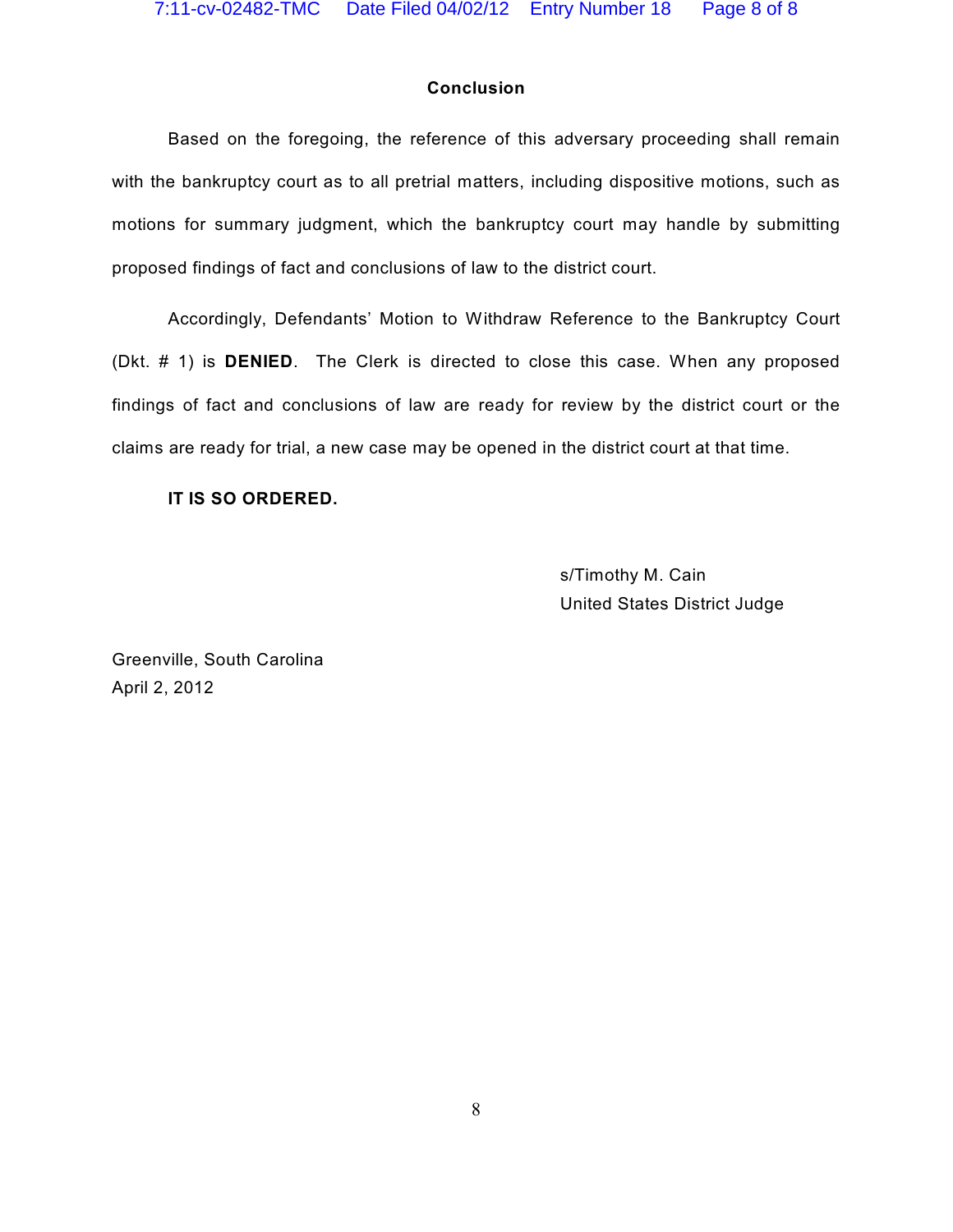## Conclusion

Based on the foregoing, the reference of this adversary proceeding shall remain with the bankruptcy court as to all pretrial matters, including dispositive motions, such as motions for summary judgment, which the bankruptcy court may handle by submitting proposed findings of fact and conclusions of law to the district court.

Accordingly, Defendants' Motion to Withdraw Reference to the Bankruptcy Court (Dkt. # 1) is **DENIED**. The Clerk is directed to close this case. When any proposed findings of fact and conclusions of law are ready for review by the district court or the claims are ready for trial, a new case may be opened in the district court at that time.

**IT IS SO ORDERED.**

s/Timothy M. Cain
United States District Judge

Greenville, South Carolina
April 2, 2012